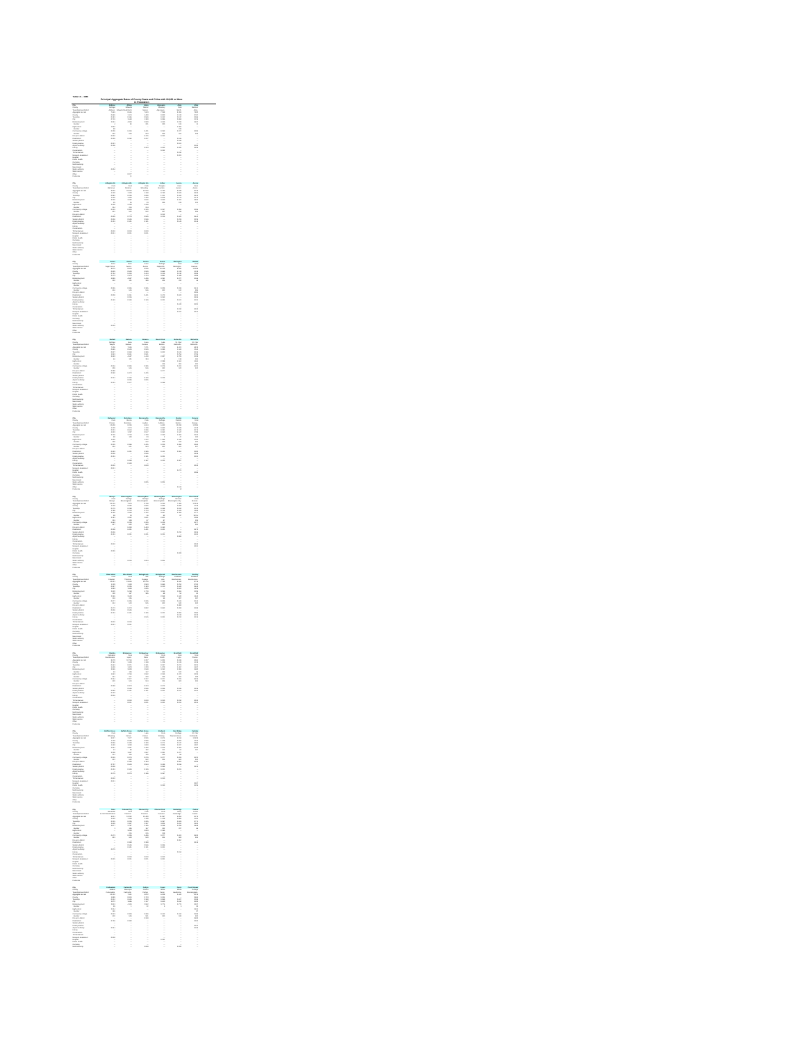Table 13 -- 1996

# Principal Aggregate Rates of County Seats and Cities with 10,000 or More in Population